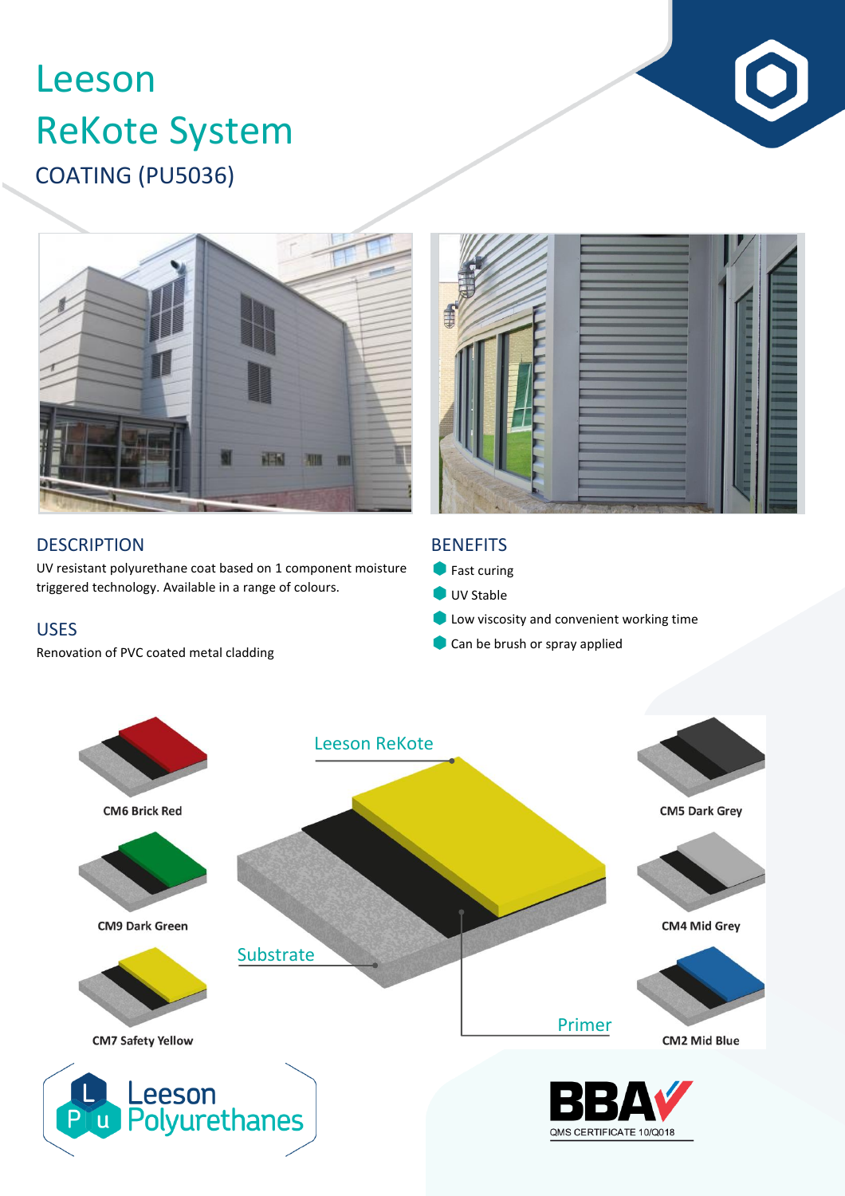# Leeson ReKote System

## COATING (PU5036)

## DESCRIPTION

UV resistant polyurethane coat based on 1 component moisture triggered technology. Available in a range of colours.

## USES

Renovation of PVC coated metal cladding

## BENEFITS

- Fast curing
- UV Stable
- Low viscosity and convenient working time
- Can be brush or spray applied

Leeson ReKote

Substrate

Primer

CM6 Brick Red

CM9 Dark Green

CM7 Safety Yellow

CM5 Dark Grey

CM4 Mid Grey

CM2 Mid Blue

Leeson Polyurethanes

BBA QMS CERTIFICATE 10/Q018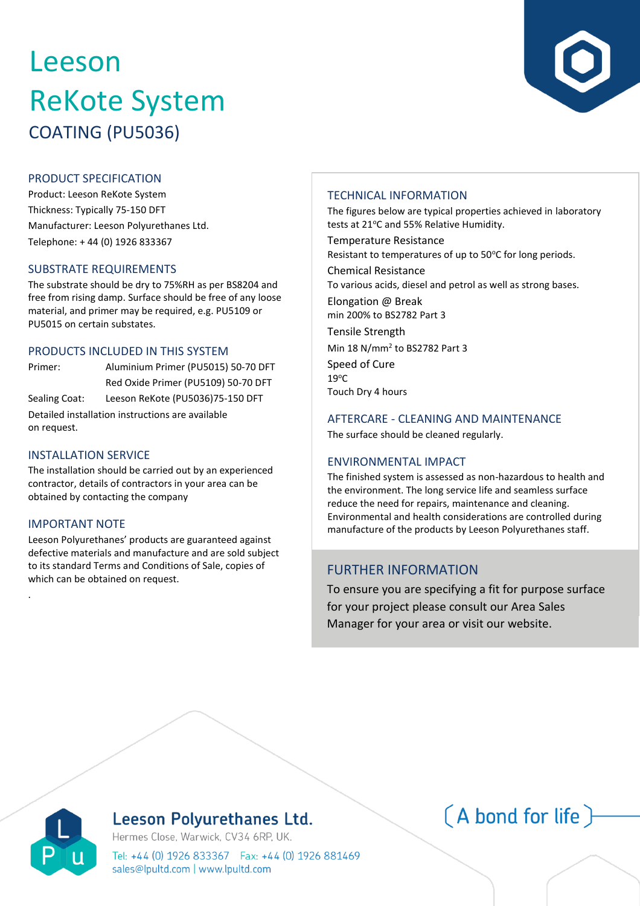# Leeson
# ReKote System
## COATING (PU5036)

### PRODUCT SPECIFICATION

Product: Leeson ReKote System
Thickness: Typically 75-150 DFT
Manufacturer: Leeson Polyurethanes Ltd.
Telephone: + 44 (0) 1926 833367

### SUBSTRATE REQUIREMENTS

The substrate should be dry to 75%RH as per BS8204 and free from rising damp. Surface should be free of any loose material, and primer may be required, e.g. PU5109 or PU5015 on certain substates.

### PRODUCTS INCLUDED IN THIS SYSTEM

| | |
|---|---|
| Primer: | Aluminium Primer (PU5015) 50-70 DFT |
| | Red Oxide Primer (PU5109) 50-70 DFT |
| Sealing Coat: | Leeson ReKote (PU5036)75-150 DFT |

Detailed installation instructions are available on request.

### INSTALLATION SERVICE

The installation should be carried out by an experienced contractor, details of contractors in your area can be obtained by contacting the company

### IMPORTANT NOTE

Leeson Polyurethanes' products are guaranteed against defective materials and manufacture and are sold subject to its standard Terms and Conditions of Sale, copies of which can be obtained on request.

.

### TECHNICAL INFORMATION

The figures below are typical properties achieved in laboratory tests at 21°C and 55% Relative Humidity.

Temperature Resistance
Resistant to temperatures of up to 50°C for long periods.

Chemical Resistance
To various acids, diesel and petrol as well as strong bases.

Elongation @ Break
min 200% to BS2782 Part 3

Tensile Strength
Min 18 N/mm$^2$ to BS2782 Part 3

Speed of Cure
19°C
Touch Dry 4 hours

### AFTERCARE - CLEANING AND MAINTENANCE

The surface should be cleaned regularly.

### ENVIRONMENTAL IMPACT

The finished system is assessed as non-hazardous to health and the environment. The long service life and seamless surface reduce the need for repairs, maintenance and cleaning. Environmental and health considerations are controlled during manufacture of the products by Leeson Polyurethanes staff.

### FURTHER INFORMATION

To ensure you are specifying a fit for purpose surface for your project please consult our Area Sales Manager for your area or visit our website.

**Leeson Polyurethanes Ltd.**
Hermes Close, Warwick, CV34 6RP, UK.
Tel: +44 (0) 1926 833367 Fax: +44 (0) 1926 881469
sales@lpultd.com | www.lpultd.com

( A bond for life )